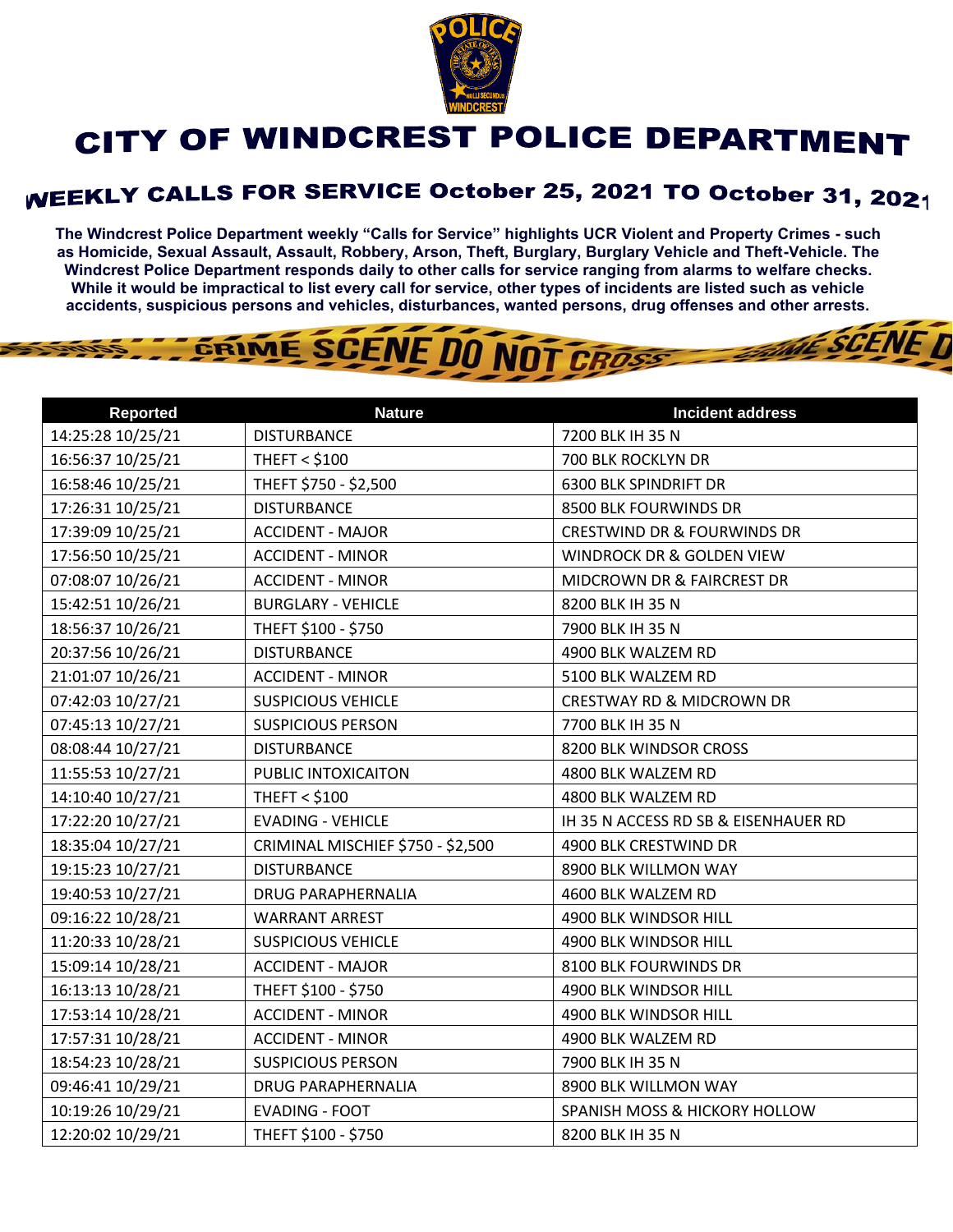# CITY OF WINDCREST POLICE DEPARTMENT

## WEEKLY CALLS FOR SERVICE October 25, 2021 TO October 31, 2021

**The Windcrest Police Department weekly "Calls for Service" highlights UCR Violent and Property Crimes - such as Homicide, Sexual Assault, Assault, Robbery, Arson, Theft, Burglary, Burglary Vehicle and Theft-Vehicle. The Windcrest Police Department responds daily to other calls for service ranging from alarms to welfare checks. While it would be impractical to list every call for service, other types of incidents are listed such as vehicle accidents, suspicious persons and vehicles, disturbances, wanted persons, drug offenses and other arrests.**

| Reported | Nature | Incident address |
|---|---|---|
| 14:25:28 10/25/21 | DISTURBANCE | 7200 BLK IH 35 N |
| 16:56:37 10/25/21 | THEFT < $100 | 700 BLK ROCKLYN DR |
| 16:58:46 10/25/21 | THEFT $750 - $2,500 | 6300 BLK SPINDRIFT DR |
| 17:26:31 10/25/21 | DISTURBANCE | 8500 BLK FOURWINDS DR |
| 17:39:09 10/25/21 | ACCIDENT - MAJOR | CRESTWIND DR & FOURWINDS DR |
| 17:56:50 10/25/21 | ACCIDENT - MINOR | WINDROCK DR & GOLDEN VIEW |
| 07:08:07 10/26/21 | ACCIDENT - MINOR | MIDCROWN DR & FAIRCREST DR |
| 15:42:51 10/26/21 | BURGLARY - VEHICLE | 8200 BLK IH 35 N |
| 18:56:37 10/26/21 | THEFT $100 - $750 | 7900 BLK IH 35 N |
| 20:37:56 10/26/21 | DISTURBANCE | 4900 BLK WALZEM RD |
| 21:01:07 10/26/21 | ACCIDENT - MINOR | 5100 BLK WALZEM RD |
| 07:42:03 10/27/21 | SUSPICIOUS VEHICLE | CRESTWAY RD & MIDCROWN DR |
| 07:45:13 10/27/21 | SUSPICIOUS PERSON | 7700 BLK IH 35 N |
| 08:08:44 10/27/21 | DISTURBANCE | 8200 BLK WINDSOR CROSS |
| 11:55:53 10/27/21 | PUBLIC INTOXICAITON | 4800 BLK WALZEM RD |
| 14:10:40 10/27/21 | THEFT < $100 | 4800 BLK WALZEM RD |
| 17:22:20 10/27/21 | EVADING - VEHICLE | IH 35 N ACCESS RD SB & EISENHAUER RD |
| 18:35:04 10/27/21 | CRIMINAL MISCHIEF $750 - $2,500 | 4900 BLK CRESTWIND DR |
| 19:15:23 10/27/21 | DISTURBANCE | 8900 BLK WILLMON WAY |
| 19:40:53 10/27/21 | DRUG PARAPHERNALIA | 4600 BLK WALZEM RD |
| 09:16:22 10/28/21 | WARRANT ARREST | 4900 BLK WINDSOR HILL |
| 11:20:33 10/28/21 | SUSPICIOUS VEHICLE | 4900 BLK WINDSOR HILL |
| 15:09:14 10/28/21 | ACCIDENT - MAJOR | 8100 BLK FOURWINDS DR |
| 16:13:13 10/28/21 | THEFT $100 - $750 | 4900 BLK WINDSOR HILL |
| 17:53:14 10/28/21 | ACCIDENT - MINOR | 4900 BLK WINDSOR HILL |
| 17:57:31 10/28/21 | ACCIDENT - MINOR | 4900 BLK WALZEM RD |
| 18:54:23 10/28/21 | SUSPICIOUS PERSON | 7900 BLK IH 35 N |
| 09:46:41 10/29/21 | DRUG PARAPHERNALIA | 8900 BLK WILLMON WAY |
| 10:19:26 10/29/21 | EVADING - FOOT | SPANISH MOSS & HICKORY HOLLOW |
| 12:20:02 10/29/21 | THEFT $100 - $750 | 8200 BLK IH 35 N |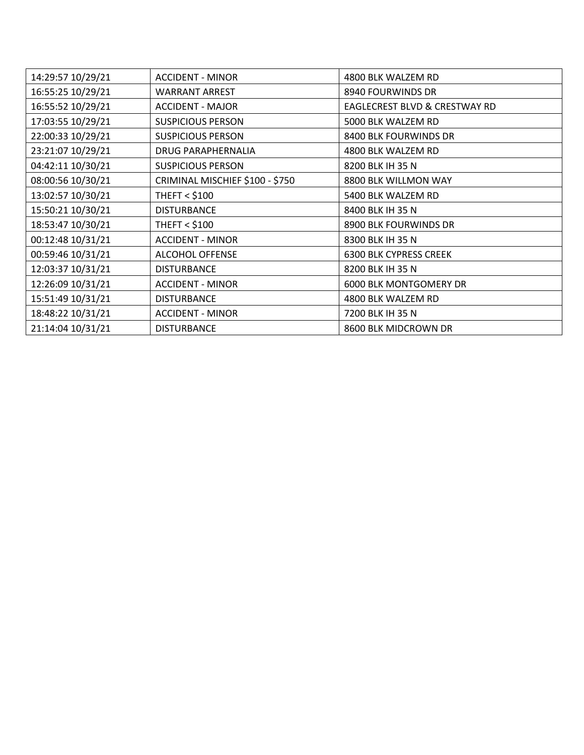| | | |
|---|---|---|
| 14:29:57 10/29/21 | ACCIDENT - MINOR | 4800 BLK WALZEM RD |
| 16:55:25 10/29/21 | WARRANT ARREST | 8940 FOURWINDS DR |
| 16:55:52 10/29/21 | ACCIDENT - MAJOR | EAGLECREST BLVD & CRESTWAY RD |
| 17:03:55 10/29/21 | SUSPICIOUS PERSON | 5000 BLK WALZEM RD |
| 22:00:33 10/29/21 | SUSPICIOUS PERSON | 8400 BLK FOURWINDS DR |
| 23:21:07 10/29/21 | DRUG PARAPHERNALIA | 4800 BLK WALZEM RD |
| 04:42:11 10/30/21 | SUSPICIOUS PERSON | 8200 BLK IH 35 N |
| 08:00:56 10/30/21 | CRIMINAL MISCHIEF $100 - $750 | 8800 BLK WILLMON WAY |
| 13:02:57 10/30/21 | THEFT < $100 | 5400 BLK WALZEM RD |
| 15:50:21 10/30/21 | DISTURBANCE | 8400 BLK IH 35 N |
| 18:53:47 10/30/21 | THEFT < $100 | 8900 BLK FOURWINDS DR |
| 00:12:48 10/31/21 | ACCIDENT - MINOR | 8300 BLK IH 35 N |
| 00:59:46 10/31/21 | ALCOHOL OFFENSE | 6300 BLK CYPRESS CREEK |
| 12:03:37 10/31/21 | DISTURBANCE | 8200 BLK IH 35 N |
| 12:26:09 10/31/21 | ACCIDENT - MINOR | 6000 BLK MONTGOMERY DR |
| 15:51:49 10/31/21 | DISTURBANCE | 4800 BLK WALZEM RD |
| 18:48:22 10/31/21 | ACCIDENT - MINOR | 7200 BLK IH 35 N |
| 21:14:04 10/31/21 | DISTURBANCE | 8600 BLK MIDCROWN DR |